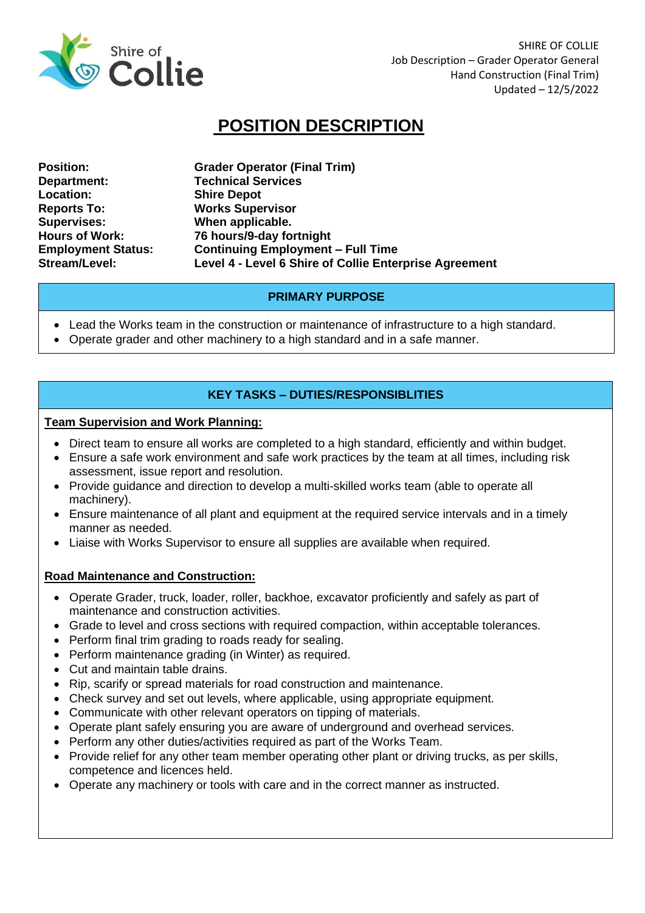# POSITION DESCRIPTION

| | |
|---|---|
| **Position:** | **Grader Operator (Final Trim)** |
| **Department:** | **Technical Services** |
| **Location:** | **Shire Depot** |
| **Reports To:** | **Works Supervisor** |
| **Supervises:** | **When applicable.** |
| **Hours of Work:** | **76 hours/9-day fortnight** |
| **Employment Status:** | **Continuing Employment – Full Time** |
| **Stream/Level:** | **Level 4 - Level 6 Shire of Collie Enterprise Agreement** |

## PRIMARY PURPOSE

- Lead the Works team in the construction or maintenance of infrastructure to a high standard.
- Operate grader and other machinery to a high standard and in a safe manner.

## KEY TASKS – DUTIES/RESPONSIBLITIES

**Team Supervision and Work Planning:**

- Direct team to ensure all works are completed to a high standard, efficiently and within budget.
- Ensure a safe work environment and safe work practices by the team at all times, including risk assessment, issue report and resolution.
- Provide guidance and direction to develop a multi-skilled works team (able to operate all machinery).
- Ensure maintenance of all plant and equipment at the required service intervals and in a timely manner as needed.
- Liaise with Works Supervisor to ensure all supplies are available when required.

**Road Maintenance and Construction:**

- Operate Grader, truck, loader, roller, backhoe, excavator proficiently and safely as part of maintenance and construction activities.
- Grade to level and cross sections with required compaction, within acceptable tolerances.
- Perform final trim grading to roads ready for sealing.
- Perform maintenance grading (in Winter) as required.
- Cut and maintain table drains.
- Rip, scarify or spread materials for road construction and maintenance.
- Check survey and set out levels, where applicable, using appropriate equipment.
- Communicate with other relevant operators on tipping of materials.
- Operate plant safely ensuring you are aware of underground and overhead services.
- Perform any other duties/activities required as part of the Works Team.
- Provide relief for any other team member operating other plant or driving trucks, as per skills, competence and licences held.
- Operate any machinery or tools with care and in the correct manner as instructed.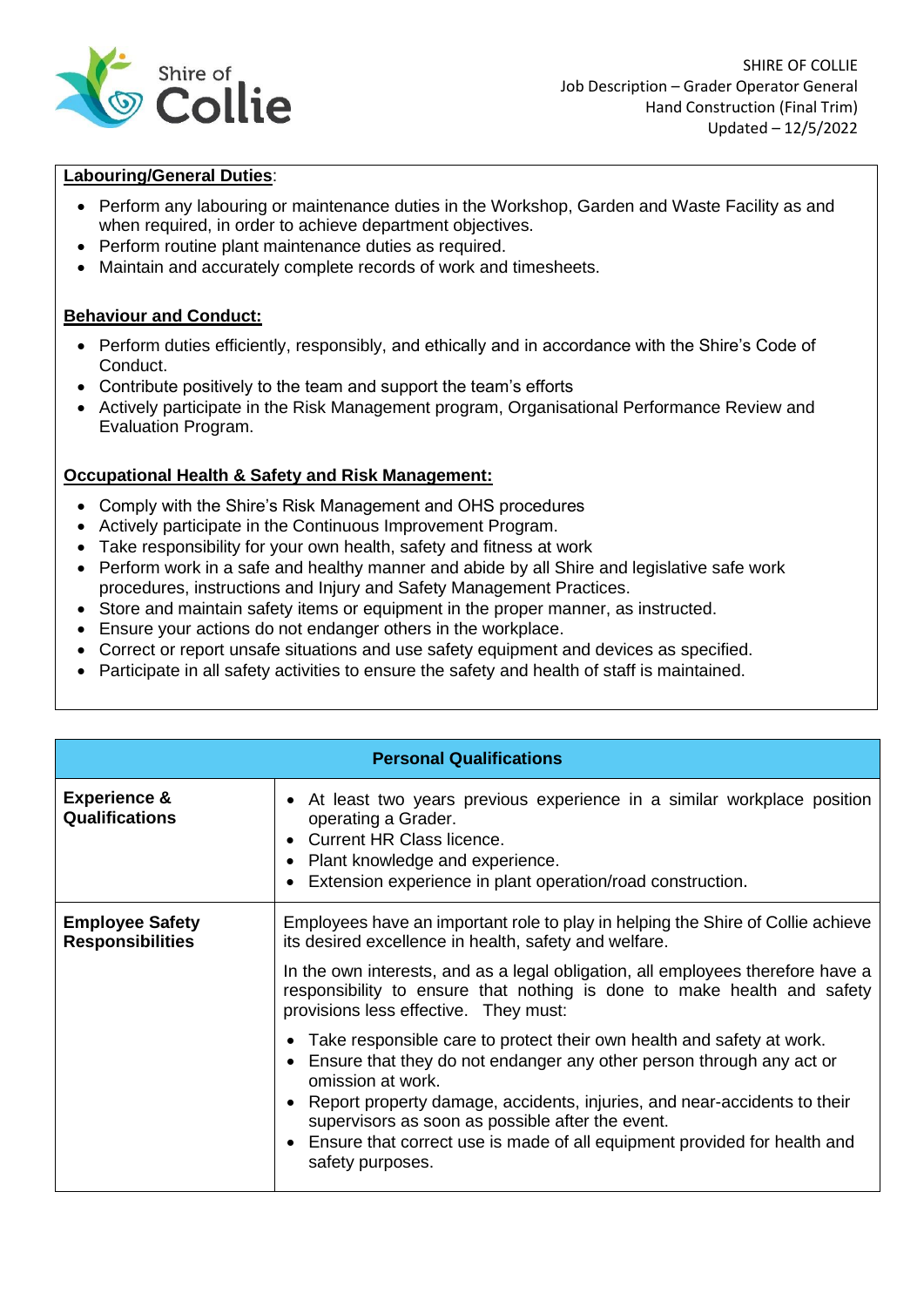**Labouring/General Duties**:

- Perform any labouring or maintenance duties in the Workshop, Garden and Waste Facility as and when required, in order to achieve department objectives.
- Perform routine plant maintenance duties as required.
- Maintain and accurately complete records of work and timesheets.

**Behaviour and Conduct:**

- Perform duties efficiently, responsibly, and ethically and in accordance with the Shire's Code of Conduct.
- Contribute positively to the team and support the team's efforts
- Actively participate in the Risk Management program, Organisational Performance Review and Evaluation Program.

**Occupational Health & Safety and Risk Management:**

- Comply with the Shire's Risk Management and OHS procedures
- Actively participate in the Continuous Improvement Program.
- Take responsibility for your own health, safety and fitness at work
- Perform work in a safe and healthy manner and abide by all Shire and legislative safe work procedures, instructions and Injury and Safety Management Practices.
- Store and maintain safety items or equipment in the proper manner, as instructed.
- Ensure your actions do not endanger others in the workplace.
- Correct or report unsafe situations and use safety equipment and devices as specified.
- Participate in all safety activities to ensure the safety and health of staff is maintained.

| **Personal Qualifications** | |
|---|---|
| **Experience & Qualifications** | • At least two years previous experience in a similar workplace position operating a Grader.<br>• Current HR Class licence.<br>• Plant knowledge and experience.<br>• Extension experience in plant operation/road construction. |
| **Employee Safety Responsibilities** | Employees have an important role to play in helping the Shire of Collie achieve its desired excellence in health, safety and welfare.<br><br>In the own interests, and as a legal obligation, all employees therefore have a responsibility to ensure that nothing is done to make health and safety provisions less effective. They must:<br><br>• Take responsible care to protect their own health and safety at work.<br>• Ensure that they do not endanger any other person through any act or omission at work.<br>• Report property damage, accidents, injuries, and near-accidents to their supervisors as soon as possible after the event.<br>• Ensure that correct use is made of all equipment provided for health and safety purposes. |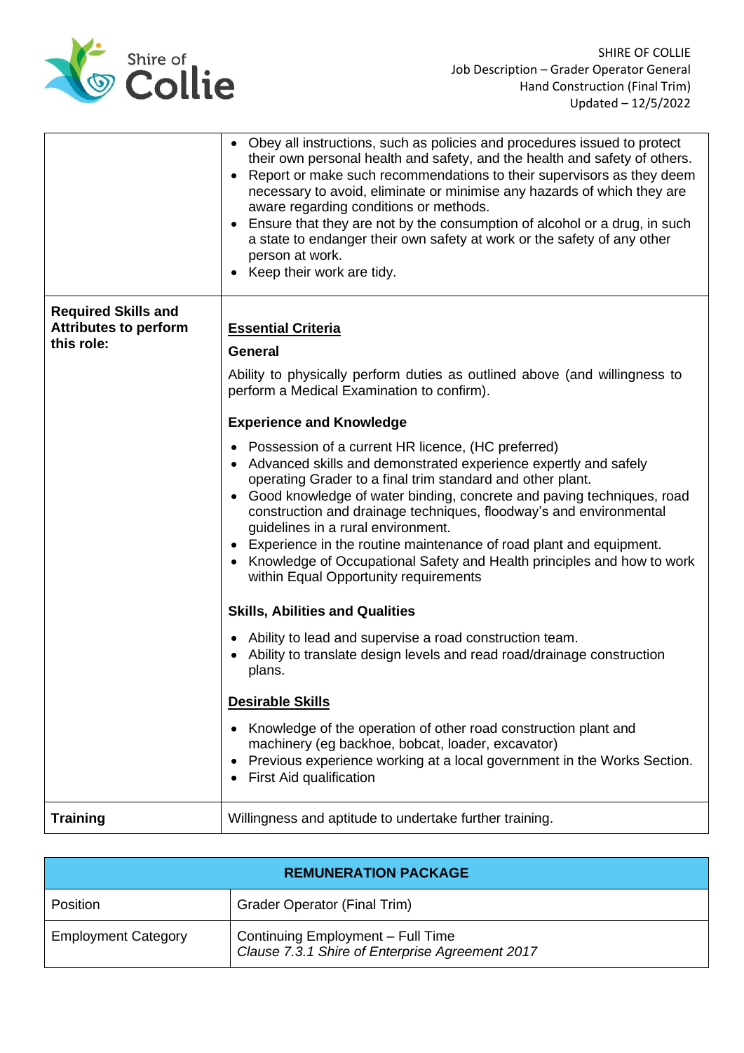|  |  |
|---|---|
|  | • Obey all instructions, such as policies and procedures issued to protect their own personal health and safety, and the health and safety of others.<br>• Report or make such recommendations to their supervisors as they deem necessary to avoid, eliminate or minimise any hazards of which they are aware regarding conditions or methods.<br>• Ensure that they are not by the consumption of alcohol or a drug, in such a state to endanger their own safety at work or the safety of any other person at work.<br>• Keep their work are tidy. |
| **Required Skills and Attributes to perform this role:** | **<u>Essential Criteria</u>**<br>**General**<br>Ability to physically perform duties as outlined above (and willingness to perform a Medical Examination to confirm).<br>**Experience and Knowledge**<br>• Possession of a current HR licence, (HC preferred)<br>• Advanced skills and demonstrated experience expertly and safely operating Grader to a final trim standard and other plant.<br>• Good knowledge of water binding, concrete and paving techniques, road construction and drainage techniques, floodway's and environmental guidelines in a rural environment.<br>• Experience in the routine maintenance of road plant and equipment.<br>• Knowledge of Occupational Safety and Health principles and how to work within Equal Opportunity requirements<br>**Skills, Abilities and Qualities**<br>• Ability to lead and supervise a road construction team.<br>• Ability to translate design levels and read road/drainage construction plans.<br>**<u>Desirable Skills</u>**<br>• Knowledge of the operation of other road construction plant and machinery (eg backhoe, bobcat, loader, excavator)<br>• Previous experience working at a local government in the Works Section.<br>• First Aid qualification |
| **Training** | Willingness and aptitude to undertake further training. |

| **REMUNERATION PACKAGE** | |
|---|---|
| Position | Grader Operator (Final Trim) |
| Employment Category | Continuing Employment – Full Time<br>*Clause 7.3.1 Shire of Enterprise Agreement 2017* |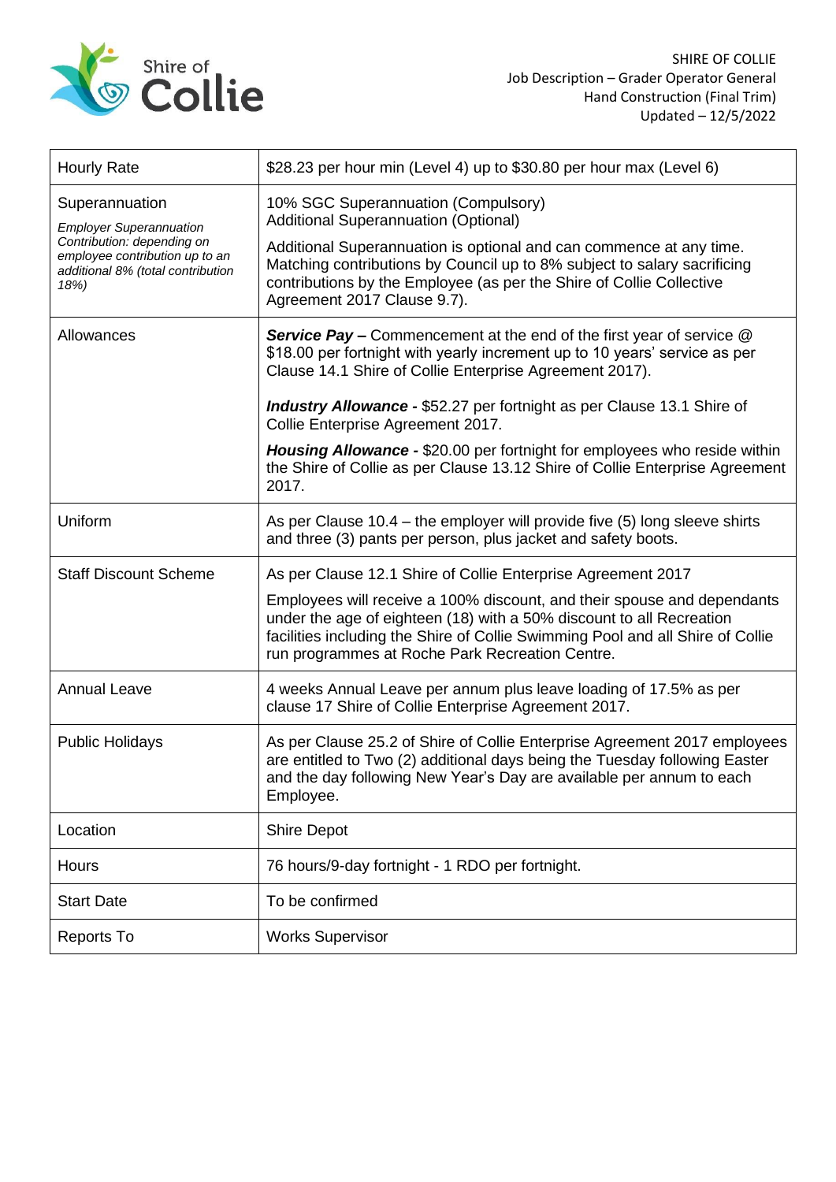| | |
|---|---|
| Hourly Rate | $28.23 per hour min (Level 4) up to $30.80 per hour max (Level 6) |
| Superannuation<br>*Employer Superannuation Contribution: depending on employee contribution up to an additional 8% (total contribution 18%)* | 10% SGC Superannuation (Compulsory)<br>Additional Superannuation (Optional)<br>Additional Superannuation is optional and can commence at any time. Matching contributions by Council up to 8% subject to salary sacrificing contributions by the Employee (as per the Shire of Collie Collective Agreement 2017 Clause 9.7). |
| Allowances | ***Service Pay –*** Commencement at the end of the first year of service @ $18.00 per fortnight with yearly increment up to 10 years' service as per Clause 14.1 Shire of Collie Enterprise Agreement 2017).<br>***Industry Allowance -*** $52.27 per fortnight as per Clause 13.1 Shire of Collie Enterprise Agreement 2017.<br>***Housing Allowance -*** $20.00 per fortnight for employees who reside within the Shire of Collie as per Clause 13.12 Shire of Collie Enterprise Agreement 2017. |
| Uniform | As per Clause 10.4 – the employer will provide five (5) long sleeve shirts and three (3) pants per person, plus jacket and safety boots. |
| Staff Discount Scheme | As per Clause 12.1 Shire of Collie Enterprise Agreement 2017<br>Employees will receive a 100% discount, and their spouse and dependants under the age of eighteen (18) with a 50% discount to all Recreation facilities including the Shire of Collie Swimming Pool and all Shire of Collie run programmes at Roche Park Recreation Centre. |
| Annual Leave | 4 weeks Annual Leave per annum plus leave loading of 17.5% as per clause 17 Shire of Collie Enterprise Agreement 2017. |
| Public Holidays | As per Clause 25.2 of Shire of Collie Enterprise Agreement 2017 employees are entitled to Two (2) additional days being the Tuesday following Easter and the day following New Year's Day are available per annum to each Employee. |
| Location | Shire Depot |
| Hours | 76 hours/9-day fortnight - 1 RDO per fortnight. |
| Start Date | To be confirmed |
| Reports To | Works Supervisor |